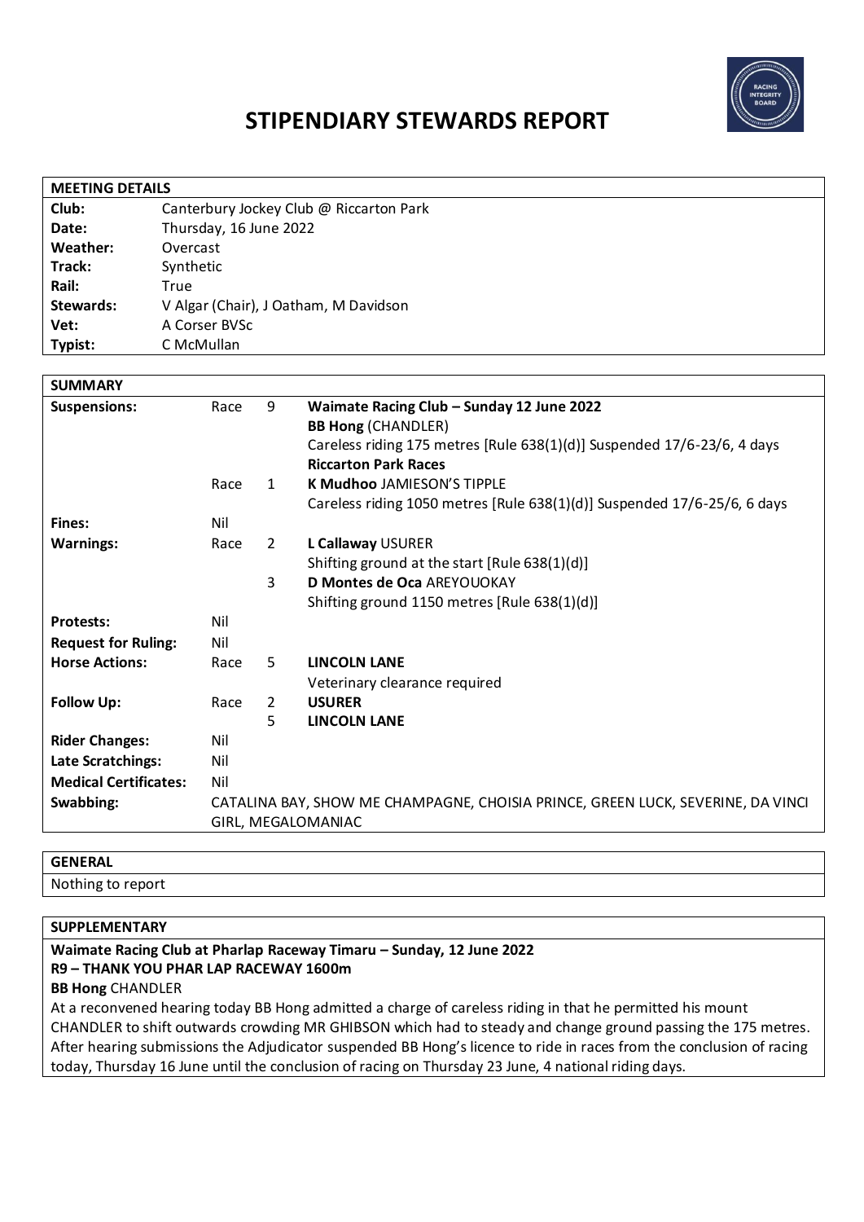# STIPENDIARY STEWARDS REPORT

| MEETING DETAILS | |
|---|---|
| **Club:** | Canterbury Jockey Club @ Riccarton Park |
| **Date:** | Thursday, 16 June 2022 |
| **Weather:** | Overcast |
| **Track:** | Synthetic |
| **Rail:** | True |
| **Stewards:** | V Algar (Chair), J Oatham, M Davidson |
| **Vet:** | A Corser BVSc |
| **Typist:** | C McMullan |

| SUMMARY | | | |
|---|---|---|---|
| **Suspensions:** | Race | 9 | **Waimate Racing Club – Sunday 12 June 2022**<br>**BB Hong** (CHANDLER)<br>Careless riding 175 metres [Rule 638(1)(d)] Suspended 17/6-23/6, 4 days<br>**Riccarton Park Races** |
| | Race | 1 | **K Mudhoo** JAMIESON'S TIPPLE<br>Careless riding 1050 metres [Rule 638(1)(d)] Suspended 17/6-25/6, 6 days |
| **Fines:** | Nil | | |
| **Warnings:** | Race | 2 | **L Callaway** USURER<br>Shifting ground at the start [Rule 638(1)(d)] |
| | | 3 | **D Montes de Oca** AREYOUOKAY<br>Shifting ground 1150 metres [Rule 638(1)(d)] |
| **Protests:** | Nil | | |
| **Request for Ruling:** | Nil | | |
| **Horse Actions:** | Race | 5 | **LINCOLN LANE**<br>Veterinary clearance required |
| **Follow Up:** | Race | 2 | **USURER** |
| | | 5 | **LINCOLN LANE** |
| **Rider Changes:** | Nil | | |
| **Late Scratchings:** | Nil | | |
| **Medical Certificates:** | Nil | | |
| **Swabbing:** | CATALINA BAY, SHOW ME CHAMPAGNE, CHOISIA PRINCE, GREEN LUCK, SEVERINE, DA VINCI GIRL, MEGALOMANIAC | | |

## GENERAL

Nothing to report

## SUPPLEMENTARY

**Waimate Racing Club at Pharlap Raceway Timaru – Sunday, 12 June 2022**
**R9 – THANK YOU PHAR LAP RACEWAY 1600m**
**BB Hong** CHANDLER

At a reconvened hearing today BB Hong admitted a charge of careless riding in that he permitted his mount CHANDLER to shift outwards crowding MR GHIBSON which had to steady and change ground passing the 175 metres. After hearing submissions the Adjudicator suspended BB Hong's licence to ride in races from the conclusion of racing today, Thursday 16 June until the conclusion of racing on Thursday 23 June, 4 national riding days.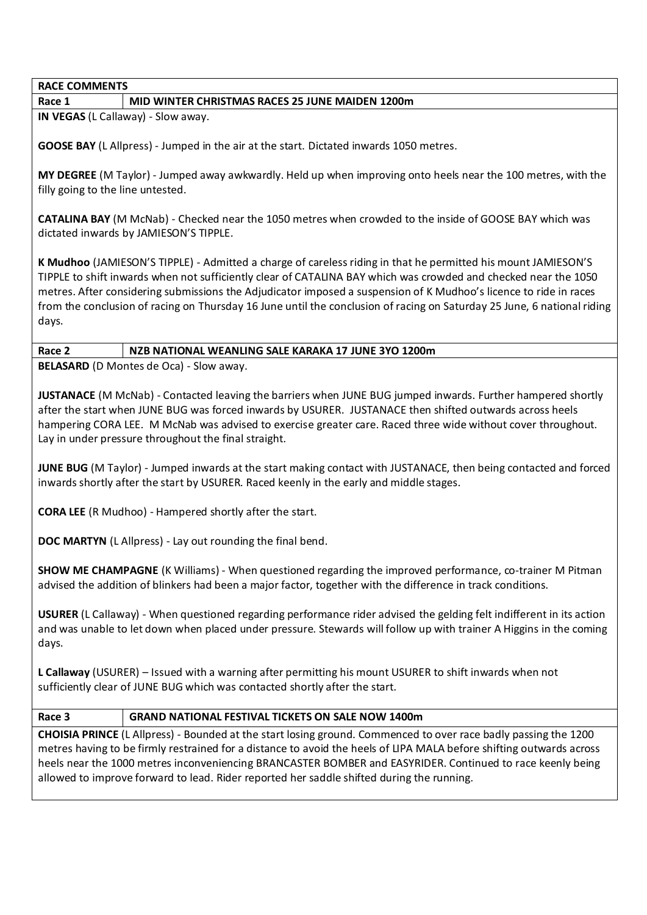**RACE COMMENTS**

| Race 1 | MID WINTER CHRISTMAS RACES 25 JUNE MAIDEN 1200m |
|---|---|

**IN VEGAS** (L Callaway) - Slow away.

**GOOSE BAY** (L Allpress) - Jumped in the air at the start. Dictated inwards 1050 metres.

**MY DEGREE** (M Taylor) - Jumped away awkwardly. Held up when improving onto heels near the 100 metres, with the filly going to the line untested.

**CATALINA BAY** (M McNab) - Checked near the 1050 metres when crowded to the inside of GOOSE BAY which was dictated inwards by JAMIESON'S TIPPLE.

**K Mudhoo** (JAMIESON'S TIPPLE) - Admitted a charge of careless riding in that he permitted his mount JAMIESON'S TIPPLE to shift inwards when not sufficiently clear of CATALINA BAY which was crowded and checked near the 1050 metres. After considering submissions the Adjudicator imposed a suspension of K Mudhoo's licence to ride in races from the conclusion of racing on Thursday 16 June until the conclusion of racing on Saturday 25 June, 6 national riding days.

| Race 2 | NZB NATIONAL WEANLING SALE KARAKA 17 JUNE 3YO 1200m |
|---|---|

**BELASARD** (D Montes de Oca) - Slow away.

**JUSTANACE** (M McNab) - Contacted leaving the barriers when JUNE BUG jumped inwards. Further hampered shortly after the start when JUNE BUG was forced inwards by USURER. JUSTANACE then shifted outwards across heels hampering CORA LEE. M McNab was advised to exercise greater care. Raced three wide without cover throughout. Lay in under pressure throughout the final straight.

**JUNE BUG** (M Taylor) - Jumped inwards at the start making contact with JUSTANACE, then being contacted and forced inwards shortly after the start by USURER. Raced keenly in the early and middle stages.

**CORA LEE** (R Mudhoo) - Hampered shortly after the start.

**DOC MARTYN** (L Allpress) - Lay out rounding the final bend.

**SHOW ME CHAMPAGNE** (K Williams) - When questioned regarding the improved performance, co-trainer M Pitman advised the addition of blinkers had been a major factor, together with the difference in track conditions.

**USURER** (L Callaway) - When questioned regarding performance rider advised the gelding felt indifferent in its action and was unable to let down when placed under pressure. Stewards will follow up with trainer A Higgins in the coming days.

**L Callaway** (USURER) – Issued with a warning after permitting his mount USURER to shift inwards when not sufficiently clear of JUNE BUG which was contacted shortly after the start.

| Race 3 | GRAND NATIONAL FESTIVAL TICKETS ON SALE NOW 1400m |
|---|---|

**CHOISIA PRINCE** (L Allpress) - Bounded at the start losing ground. Commenced to over race badly passing the 1200 metres having to be firmly restrained for a distance to avoid the heels of LIPA MALA before shifting outwards across heels near the 1000 metres inconveniencing BRANCASTER BOMBER and EASYRIDER. Continued to race keenly being allowed to improve forward to lead. Rider reported her saddle shifted during the running.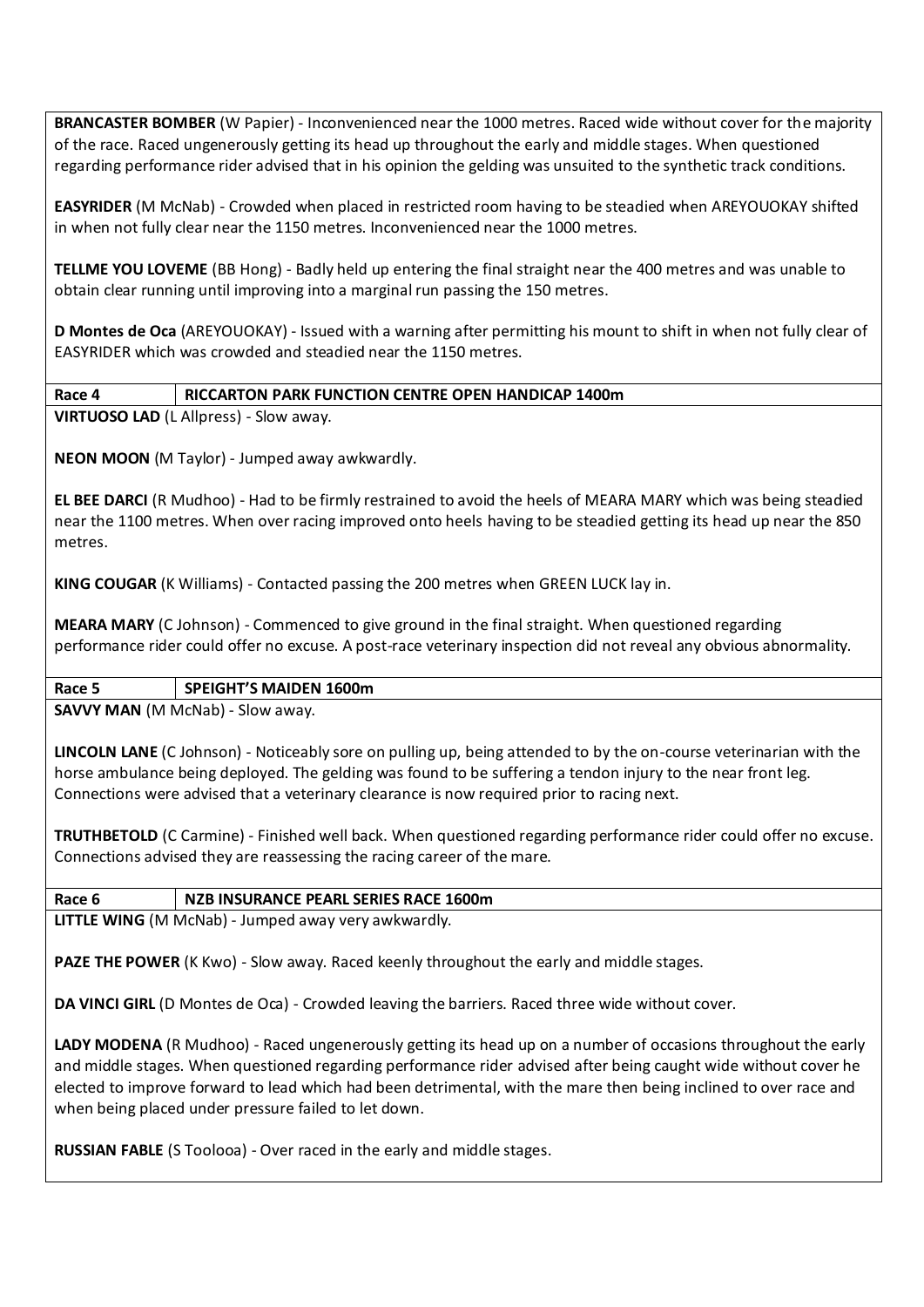**BRANCASTER BOMBER** (W Papier) - Inconvenienced near the 1000 metres. Raced wide without cover for the majority of the race. Raced ungenerously getting its head up throughout the early and middle stages. When questioned regarding performance rider advised that in his opinion the gelding was unsuited to the synthetic track conditions.

**EASYRIDER** (M McNab) - Crowded when placed in restricted room having to be steadied when AREYOUOKAY shifted in when not fully clear near the 1150 metres. Inconvenienced near the 1000 metres.

**TELLME YOU LOVEME** (BB Hong) - Badly held up entering the final straight near the 400 metres and was unable to obtain clear running until improving into a marginal run passing the 150 metres.

**D Montes de Oca** (AREYOUOKAY) - Issued with a warning after permitting his mount to shift in when not fully clear of EASYRIDER which was crowded and steadied near the 1150 metres.

| **Race 4** | **RICCARTON PARK FUNCTION CENTRE OPEN HANDICAP 1400m** |
|---|---|

**VIRTUOSO LAD** (L Allpress) - Slow away.

**NEON MOON** (M Taylor) - Jumped away awkwardly.

**EL BEE DARCI** (R Mudhoo) - Had to be firmly restrained to avoid the heels of MEARA MARY which was being steadied near the 1100 metres. When over racing improved onto heels having to be steadied getting its head up near the 850 metres.

**KING COUGAR** (K Williams) - Contacted passing the 200 metres when GREEN LUCK lay in.

**MEARA MARY** (C Johnson) - Commenced to give ground in the final straight. When questioned regarding performance rider could offer no excuse. A post-race veterinary inspection did not reveal any obvious abnormality.

| **Race 5** | **SPEIGHT'S MAIDEN 1600m** |
|---|---|

**SAVVY MAN** (M McNab) - Slow away.

**LINCOLN LANE** (C Johnson) - Noticeably sore on pulling up, being attended to by the on-course veterinarian with the horse ambulance being deployed. The gelding was found to be suffering a tendon injury to the near front leg. Connections were advised that a veterinary clearance is now required prior to racing next.

**TRUTHBETOLD** (C Carmine) - Finished well back. When questioned regarding performance rider could offer no excuse. Connections advised they are reassessing the racing career of the mare.

| **Race 6** | **NZB INSURANCE PEARL SERIES RACE 1600m** |
|---|---|

**LITTLE WING** (M McNab) - Jumped away very awkwardly.

**PAZE THE POWER** (K Kwo) - Slow away. Raced keenly throughout the early and middle stages.

**DA VINCI GIRL** (D Montes de Oca) - Crowded leaving the barriers. Raced three wide without cover.

**LADY MODENA** (R Mudhoo) - Raced ungenerously getting its head up on a number of occasions throughout the early and middle stages. When questioned regarding performance rider advised after being caught wide without cover he elected to improve forward to lead which had been detrimental, with the mare then being inclined to over race and when being placed under pressure failed to let down.

**RUSSIAN FABLE** (S Toolooa) - Over raced in the early and middle stages.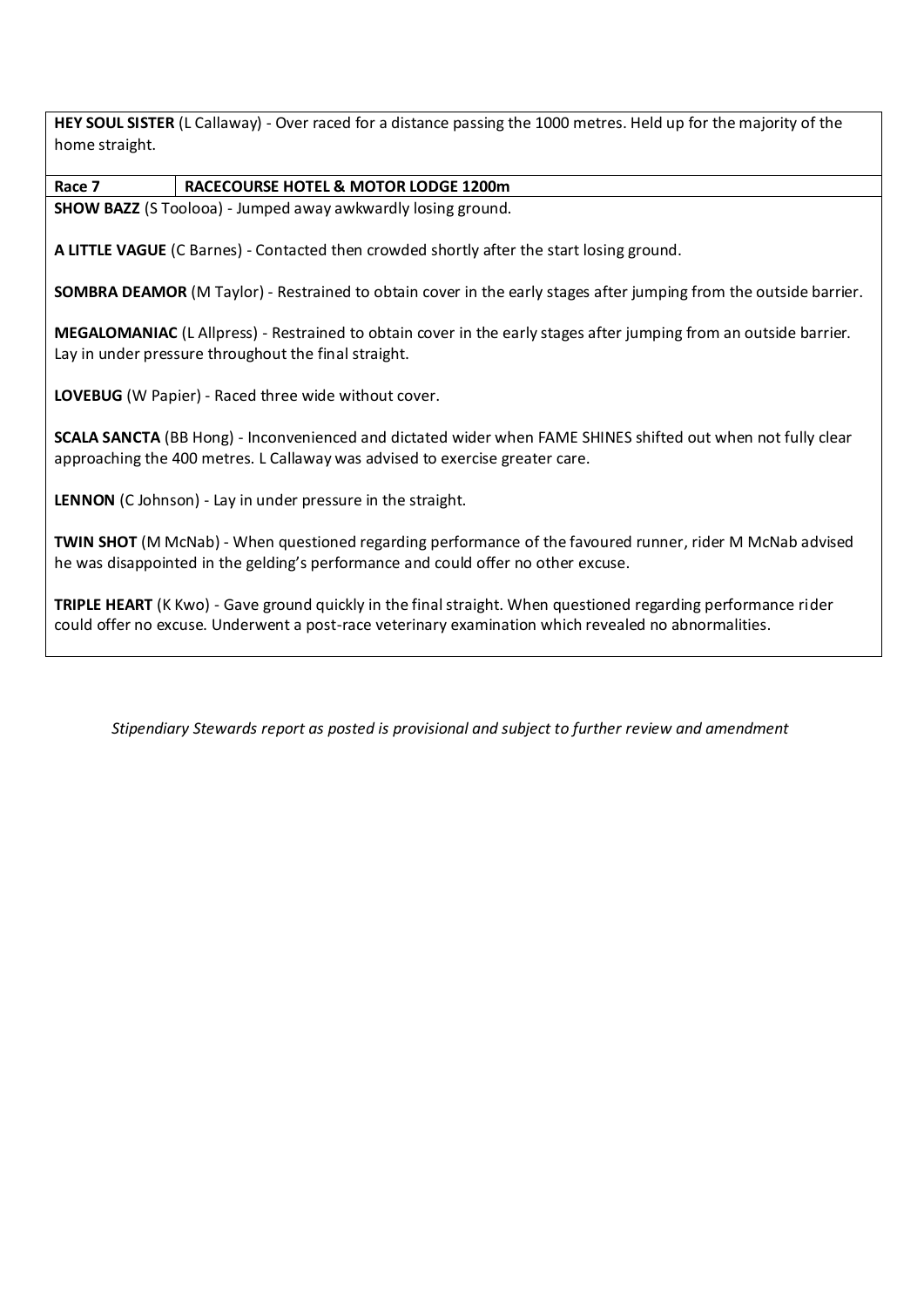**HEY SOUL SISTER** (L Callaway) - Over raced for a distance passing the 1000 metres. Held up for the majority of the home straight.

| Race 7 | RACECOURSE HOTEL & MOTOR LODGE 1200m |
| --- | --- |

**SHOW BAZZ** (S Toolooa) - Jumped away awkwardly losing ground.

**A LITTLE VAGUE** (C Barnes) - Contacted then crowded shortly after the start losing ground.

**SOMBRA DEAMOR** (M Taylor) - Restrained to obtain cover in the early stages after jumping from the outside barrier.

**MEGALOMANIAC** (L Allpress) - Restrained to obtain cover in the early stages after jumping from an outside barrier. Lay in under pressure throughout the final straight.

**LOVEBUG** (W Papier) - Raced three wide without cover.

**SCALA SANCTA** (BB Hong) - Inconvenienced and dictated wider when FAME SHINES shifted out when not fully clear approaching the 400 metres. L Callaway was advised to exercise greater care.

**LENNON** (C Johnson) - Lay in under pressure in the straight.

**TWIN SHOT** (M McNab) - When questioned regarding performance of the favoured runner, rider M McNab advised he was disappointed in the gelding's performance and could offer no other excuse.

**TRIPLE HEART** (K Kwo) - Gave ground quickly in the final straight. When questioned regarding performance rider could offer no excuse. Underwent a post-race veterinary examination which revealed no abnormalities.

*Stipendiary Stewards report as posted is provisional and subject to further review and amendment*